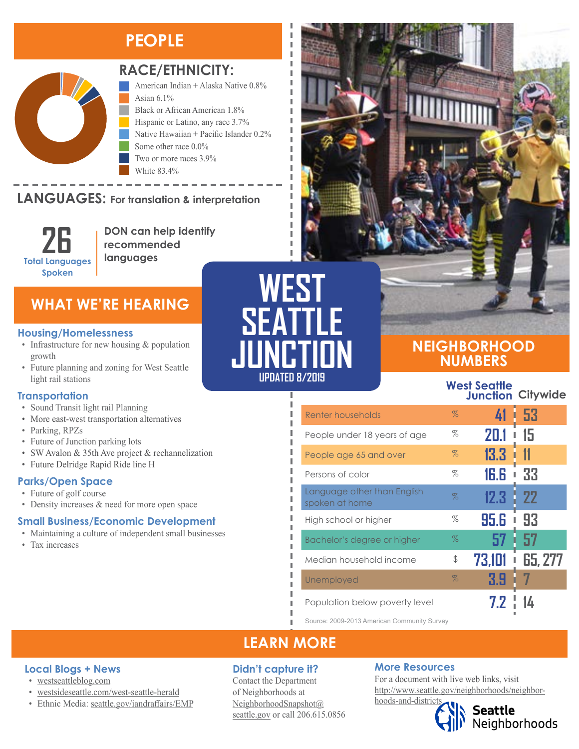# WEST SEATTLE JUNCTION

UPDATED 8/2019

## PEOPLE

### RACE/ETHNICITY:

- American Indian + Alaska Native 0.8%
- Asian 6.1%
- Black or African American 1.8%
- Hispanic or Latino, any race 3.7%
- Native Hawaiian + Pacific Islander 0.2%
- Some other race 0.0%
- Two or more races 3.9%
- White 83.4%

### LANGUAGES: For translation & interpretation

**26** Total Languages Spoken

DON can help identify recommended languages

## WHAT WE'RE HEARING

### Housing/Homelessness

- Infrastructure for new housing & population growth
- Future planning and zoning for West Seattle light rail stations

### Transportation

- Sound Transit light rail Planning
- More east-west transportation alternatives
- Parking, RPZs
- Future of Junction parking lots
- SW Avalon & 35th Ave project & rechannelization
- Future Delridge Rapid Ride line H

### Parks/Open Space

- Future of golf course
- Density increases & need for more open space

### Small Business/Economic Development

- Maintaining a culture of independent small businesses
- Tax increases

## NEIGHBORHOOD NUMBERS

| | | West Seattle Junction | Citywide |
|---|---|---|---|
| Renter households | % | 41 | 53 |
| People under 18 years of age | % | 20.1 | 15 |
| People age 65 and over | % | 13.3 | 11 |
| Persons of color | % | 16.6 | 33 |
| Language other than English spoken at home | % | 12.3 | 22 |
| High school or higher | % | 95.6 | 93 |
| Bachelor's degree or higher | % | 57 | 57 |
| Median household income | $ | 73,101 | 65, 277 |
| Unemployed | % | 3.9 | 7 |
| Population below poverty level | | 7.2 | 14 |

Source: 2009-2013 American Community Survey

## LEARN MORE

### Local Blogs + News

- westseattleblog.com
- westsideseattle.com/west-seattle-herald
- Ethnic Media: seattle.gov/iandraffairs/EMP

### Didn't capture it?

Contact the Department of Neighborhoods at NeighborhoodSnapshot@seattle.gov or call 206.615.0856

### More Resources

For a document with live web links, visit http://www.seattle.gov/neighborhoods/neighborhoods-and-districts

Seattle Neighborhoods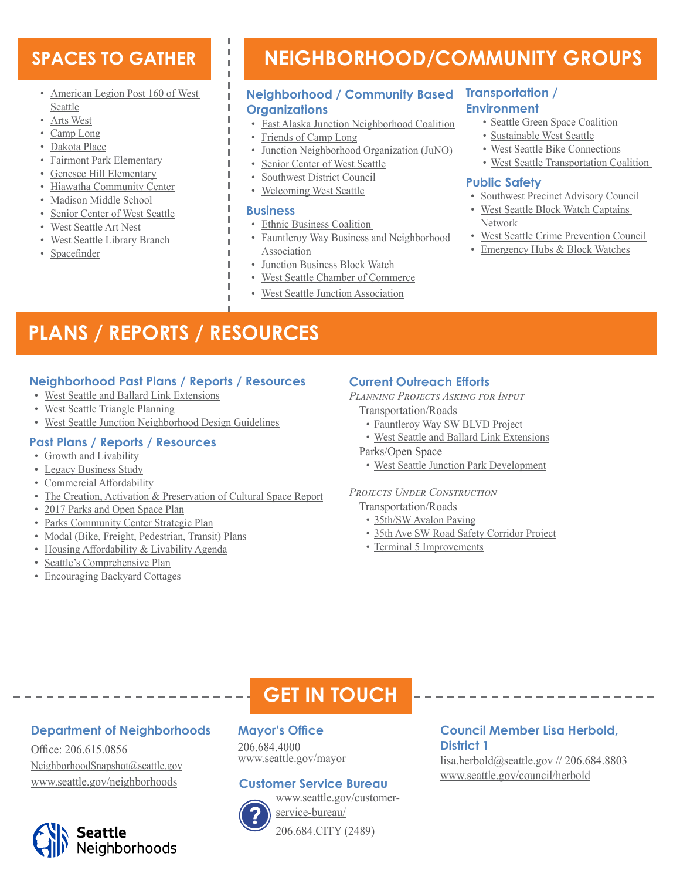## SPACES TO GATHER

- American Legion Post 160 of West Seattle
- Arts West
- Camp Long
- Dakota Place
- Fairmont Park Elementary
- Genesee Hill Elementary
- Hiawatha Community Center
- Madison Middle School
- Senior Center of West Seattle
- West Seattle Art Nest
- West Seattle Library Branch
- Spacefinder

## NEIGHBORHOOD/COMMUNITY GROUPS

### Neighborhood / Community Based Organizations

- East Alaska Junction Neighborhood Coalition
- Friends of Camp Long
- Junction Neighborhood Organization (JuNO)
- Senior Center of West Seattle
- Southwest District Council
- Welcoming West Seattle

### Business

- Ethnic Business Coalition
- Fauntleroy Way Business and Neighborhood Association
- Junction Business Block Watch
- West Seattle Chamber of Commerce
- West Seattle Junction Association

### Transportation / Environment

- Seattle Green Space Coalition
- Sustainable West Seattle
- West Seattle Bike Connections
- West Seattle Transportation Coalition

### Public Safety

- Southwest Precinct Advisory Council
- West Seattle Block Watch Captains Network
- West Seattle Crime Prevention Council
- Emergency Hubs & Block Watches

## PLANS / REPORTS / RESOURCES

### Neighborhood Past Plans / Reports / Resources

- West Seattle and Ballard Link Extensions
- West Seattle Triangle Planning
- West Seattle Junction Neighborhood Design Guidelines

### Past Plans / Reports / Resources

- Growth and Livability
- Legacy Business Study
- Commercial Affordability
- The Creation, Activation & Preservation of Cultural Space Report
- 2017 Parks and Open Space Plan
- Parks Community Center Strategic Plan
- Modal (Bike, Freight, Pedestrian, Transit) Plans
- Housing Affordability & Livability Agenda
- Seattle's Comprehensive Plan
- Encouraging Backyard Cottages

### Current Outreach Efforts

*Planning Projects Asking for Input*

Transportation/Roads

- Fauntleroy Way SW BLVD Project
- West Seattle and Ballard Link Extensions

Parks/Open Space

- West Seattle Junction Park Development

*Projects Under Construction*

Transportation/Roads

- 35th/SW Avalon Paving
- 35th Ave SW Road Safety Corridor Project
- Terminal 5 Improvements

## GET IN TOUCH

### Department of Neighborhoods

Office: 206.615.0856
NeighborhoodSnapshot@seattle.gov
www.seattle.gov/neighborhoods

Seattle Neighborhoods

### Mayor's Office

206.684.4000
www.seattle.gov/mayor

### Customer Service Bureau

www.seattle.gov/customer-service-bureau/
206.684.CITY (2489)

### Council Member Lisa Herbold, District 1

lisa.herbold@seattle.gov // 206.684.8803
www.seattle.gov/council/herbold